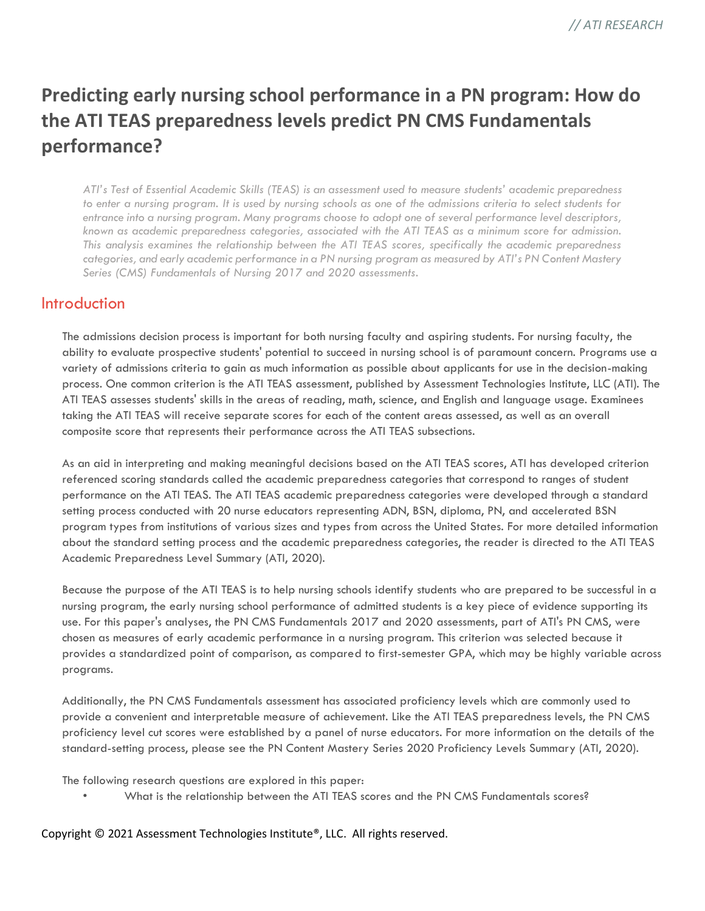# Predicting early nursing school performance in a PN program: How do the ATI TEAS preparedness levels predict PN CMS Fundamentals performance?

*ATI's Test of Essential Academic Skills (TEAS) is an assessment used to measure students' academic preparedness to enter a nursing program. It is used by nursing schools as one of the admissions criteria to select students for entrance into a nursing program. Many programs choose to adopt one of several performance level descriptors, known as academic preparedness categories, associated with the ATI TEAS as a minimum score for admission. This analysis examines the relationship between the ATI TEAS scores, specifically the academic preparedness categories, and early academic performance in a PN nursing program as measured by ATI's PN Content Mastery Series (CMS) Fundamentals of Nursing 2017 and 2020 assessments.*

## Introduction

The admissions decision process is important for both nursing faculty and aspiring students. For nursing faculty, the ability to evaluate prospective students' potential to succeed in nursing school is of paramount concern. Programs use a variety of admissions criteria to gain as much information as possible about applicants for use in the decision-making process. One common criterion is the ATI TEAS assessment, published by Assessment Technologies Institute, LLC (ATI). The ATI TEAS assesses students' skills in the areas of reading, math, science, and English and language usage. Examinees taking the ATI TEAS will receive separate scores for each of the content areas assessed, as well as an overall composite score that represents their performance across the ATI TEAS subsections.

As an aid in interpreting and making meaningful decisions based on the ATI TEAS scores, ATI has developed criterion referenced scoring standards called the academic preparedness categories that correspond to ranges of student performance on the ATI TEAS. The ATI TEAS academic preparedness categories were developed through a standard setting process conducted with 20 nurse educators representing ADN, BSN, diploma, PN, and accelerated BSN program types from institutions of various sizes and types from across the United States. For more detailed information about the standard setting process and the academic preparedness categories, the reader is directed to the ATI TEAS Academic Preparedness Level Summary (ATI, 2020).

Because the purpose of the ATI TEAS is to help nursing schools identify students who are prepared to be successful in a nursing program, the early nursing school performance of admitted students is a key piece of evidence supporting its use. For this paper's analyses, the PN CMS Fundamentals 2017 and 2020 assessments, part of ATI's PN CMS, were chosen as measures of early academic performance in a nursing program. This criterion was selected because it provides a standardized point of comparison, as compared to first-semester GPA, which may be highly variable across programs.

Additionally, the PN CMS Fundamentals assessment has associated proficiency levels which are commonly used to provide a convenient and interpretable measure of achievement. Like the ATI TEAS preparedness levels, the PN CMS proficiency level cut scores were established by a panel of nurse educators. For more information on the details of the standard-setting process, please see the PN Content Mastery Series 2020 Proficiency Levels Summary (ATI, 2020).

The following research questions are explored in this paper:

- What is the relationship between the ATI TEAS scores and the PN CMS Fundamentals scores?

Copyright © 2021 Assessment Technologies Institute®, LLC. All rights reserved.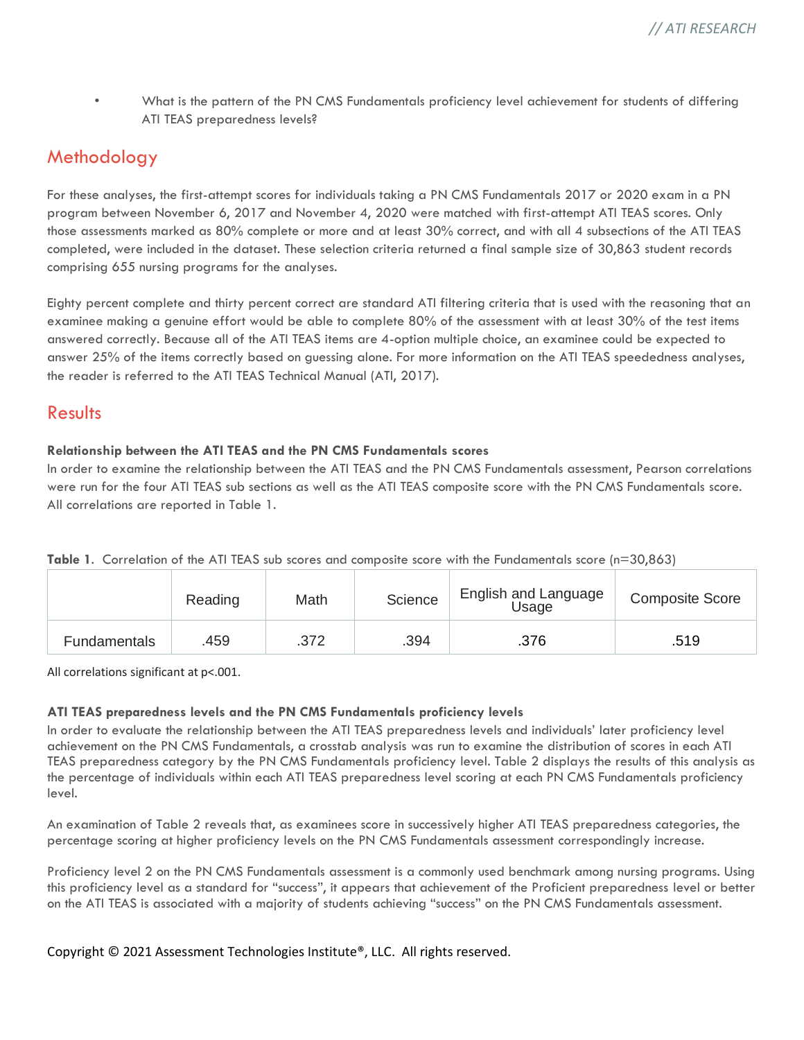- What is the pattern of the PN CMS Fundamentals proficiency level achievement for students of differing ATI TEAS preparedness levels?

## Methodology

For these analyses, the first-attempt scores for individuals taking a PN CMS Fundamentals 2017 or 2020 exam in a PN program between November 6, 2017 and November 4, 2020 were matched with first-attempt ATI TEAS scores. Only those assessments marked as 80% complete or more and at least 30% correct, and with all 4 subsections of the ATI TEAS completed, were included in the dataset. These selection criteria returned a final sample size of 30,863 student records comprising 655 nursing programs for the analyses.

Eighty percent complete and thirty percent correct are standard ATI filtering criteria that is used with the reasoning that an examinee making a genuine effort would be able to complete 80% of the assessment with at least 30% of the test items answered correctly. Because all of the ATI TEAS items are 4-option multiple choice, an examinee could be expected to answer 25% of the items correctly based on guessing alone. For more information on the ATI TEAS speededness analyses, the reader is referred to the ATI TEAS Technical Manual (ATI, 2017).

## Results

**Relationship between the ATI TEAS and the PN CMS Fundamentals scores**

In order to examine the relationship between the ATI TEAS and the PN CMS Fundamentals assessment, Pearson correlations were run for the four ATI TEAS sub sections as well as the ATI TEAS composite score with the PN CMS Fundamentals score. All correlations are reported in Table 1.

**Table 1.** Correlation of the ATI TEAS sub scores and composite score with the Fundamentals score (n=30,863)

| | Reading | Math | Science | English and Language Usage | Composite Score |
|---|---|---|---|---|---|
| Fundamentals | .459 | .372 | .394 | .376 | .519 |

All correlations significant at $p<.001$.

**ATI TEAS preparedness levels and the PN CMS Fundamentals proficiency levels**

In order to evaluate the relationship between the ATI TEAS preparedness levels and individuals' later proficiency level achievement on the PN CMS Fundamentals, a crosstab analysis was run to examine the distribution of scores in each ATI TEAS preparedness category by the PN CMS Fundamentals proficiency level. Table 2 displays the results of this analysis as the percentage of individuals within each ATI TEAS preparedness level scoring at each PN CMS Fundamentals proficiency level.

An examination of Table 2 reveals that, as examinees score in successively higher ATI TEAS preparedness categories, the percentage scoring at higher proficiency levels on the PN CMS Fundamentals assessment correspondingly increase.

Proficiency level 2 on the PN CMS Fundamentals assessment is a commonly used benchmark among nursing programs. Using this proficiency level as a standard for "success", it appears that achievement of the Proficient preparedness level or better on the ATI TEAS is associated with a majority of students achieving "success" on the PN CMS Fundamentals assessment.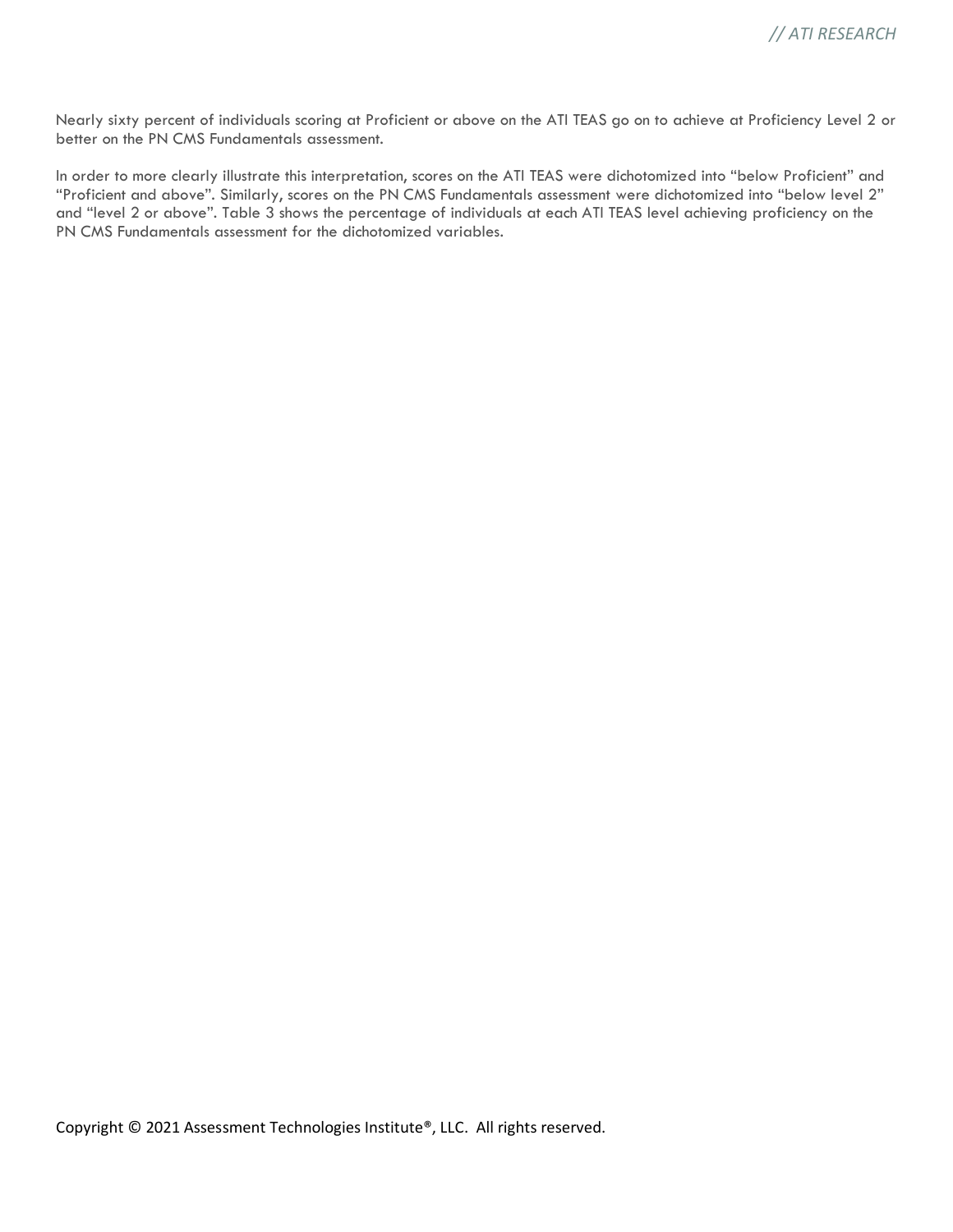Nearly sixty percent of individuals scoring at Proficient or above on the ATI TEAS go on to achieve at Proficiency Level 2 or better on the PN CMS Fundamentals assessment.

In order to more clearly illustrate this interpretation, scores on the ATI TEAS were dichotomized into "below Proficient" and "Proficient and above". Similarly, scores on the PN CMS Fundamentals assessment were dichotomized into "below level 2" and "level 2 or above". Table 3 shows the percentage of individuals at each ATI TEAS level achieving proficiency on the PN CMS Fundamentals assessment for the dichotomized variables.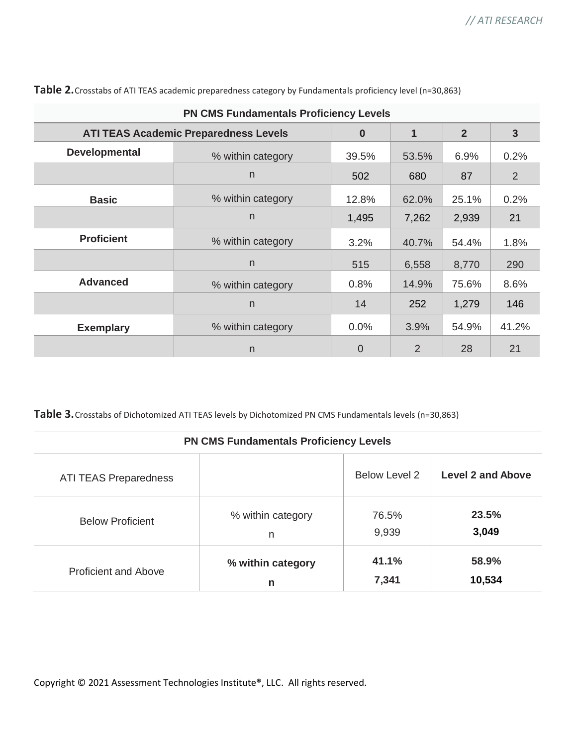**Table 2.** Crosstabs of ATI TEAS academic preparedness category by Fundamentals proficiency level (n=30,863)

| PN CMS Fundamentals Proficiency Levels | | | | | |
|---|---|---|---|---|---|
| **ATI TEAS Academic Preparedness Levels** | | **0** | **1** | **2** | **3** |
| **Developmental** | % within category | 39.5% | 53.5% | 6.9% | 0.2% |
| | n | 502 | 680 | 87 | 2 |
| **Basic** | % within category | 12.8% | 62.0% | 25.1% | 0.2% |
| | n | 1,495 | 7,262 | 2,939 | 21 |
| **Proficient** | % within category | 3.2% | 40.7% | 54.4% | 1.8% |
| | n | 515 | 6,558 | 8,770 | 290 |
| **Advanced** | % within category | 0.8% | 14.9% | 75.6% | 8.6% |
| | n | 14 | 252 | 1,279 | 146 |
| **Exemplary** | % within category | 0.0% | 3.9% | 54.9% | 41.2% |
| | n | 0 | 2 | 28 | 21 |

**Table 3.** Crosstabs of Dichotomized ATI TEAS levels by Dichotomized PN CMS Fundamentals levels (n=30,863)

| PN CMS Fundamentals Proficiency Levels | | | |
|---|---|---|---|
| ATI TEAS Preparedness | | Below Level 2 | **Level 2 and Above** |
| Below Proficient | % within category<br>n | 76.5%<br>9,939 | **23.5%**<br>**3,049** |
| Proficient and Above | **% within category**<br>**n** | **41.1%**<br>**7,341** | **58.9%**<br>**10,534** |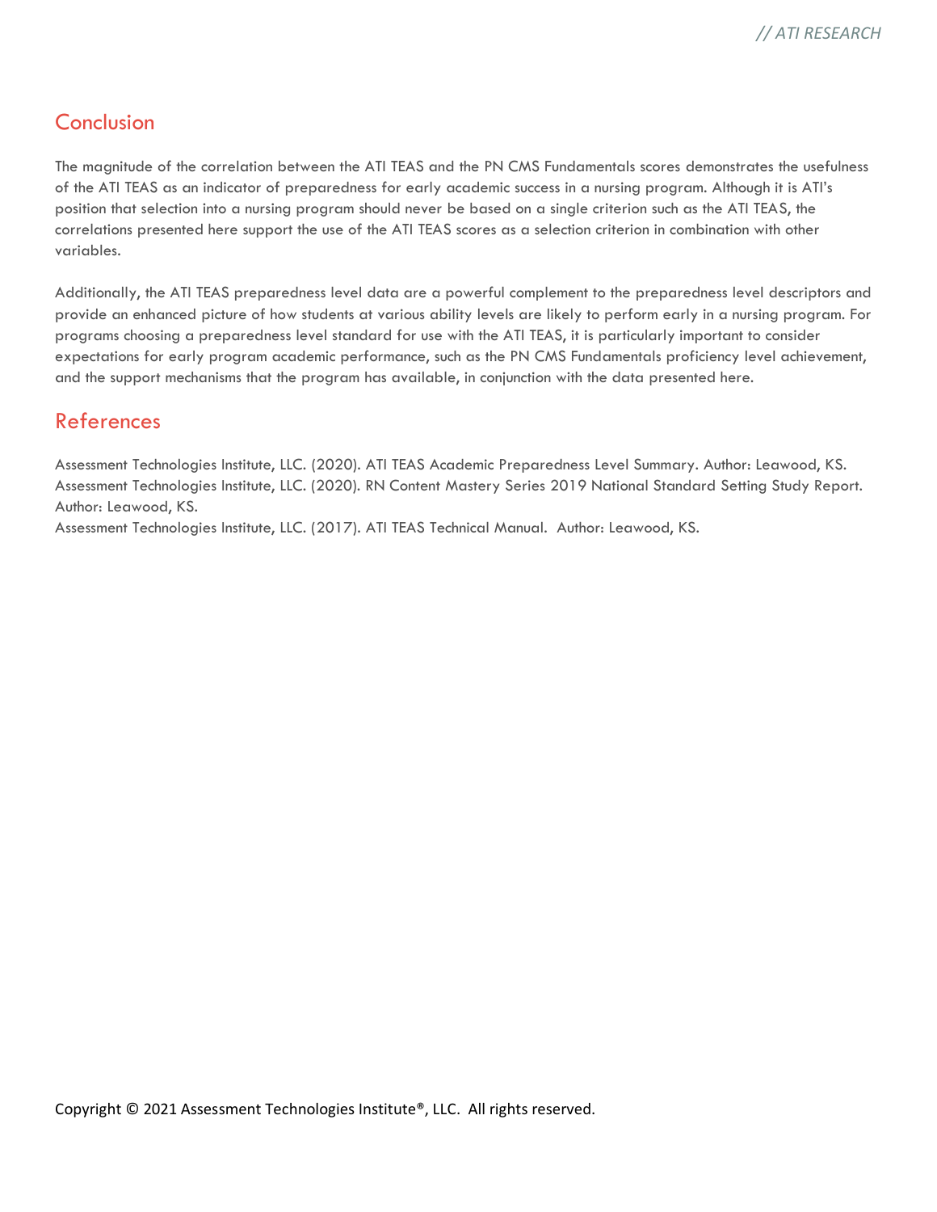## Conclusion

The magnitude of the correlation between the ATI TEAS and the PN CMS Fundamentals scores demonstrates the usefulness of the ATI TEAS as an indicator of preparedness for early academic success in a nursing program. Although it is ATI's position that selection into a nursing program should never be based on a single criterion such as the ATI TEAS, the correlations presented here support the use of the ATI TEAS scores as a selection criterion in combination with other variables.

Additionally, the ATI TEAS preparedness level data are a powerful complement to the preparedness level descriptors and provide an enhanced picture of how students at various ability levels are likely to perform early in a nursing program. For programs choosing a preparedness level standard for use with the ATI TEAS, it is particularly important to consider expectations for early program academic performance, such as the PN CMS Fundamentals proficiency level achievement, and the support mechanisms that the program has available, in conjunction with the data presented here.

## References

Assessment Technologies Institute, LLC. (2020). ATI TEAS Academic Preparedness Level Summary. Author: Leawood, KS.
Assessment Technologies Institute, LLC. (2020). RN Content Mastery Series 2019 National Standard Setting Study Report. Author: Leawood, KS.
Assessment Technologies Institute, LLC. (2017). ATI TEAS Technical Manual. Author: Leawood, KS.

Copyright © 2021 Assessment Technologies Institute®, LLC. All rights reserved.